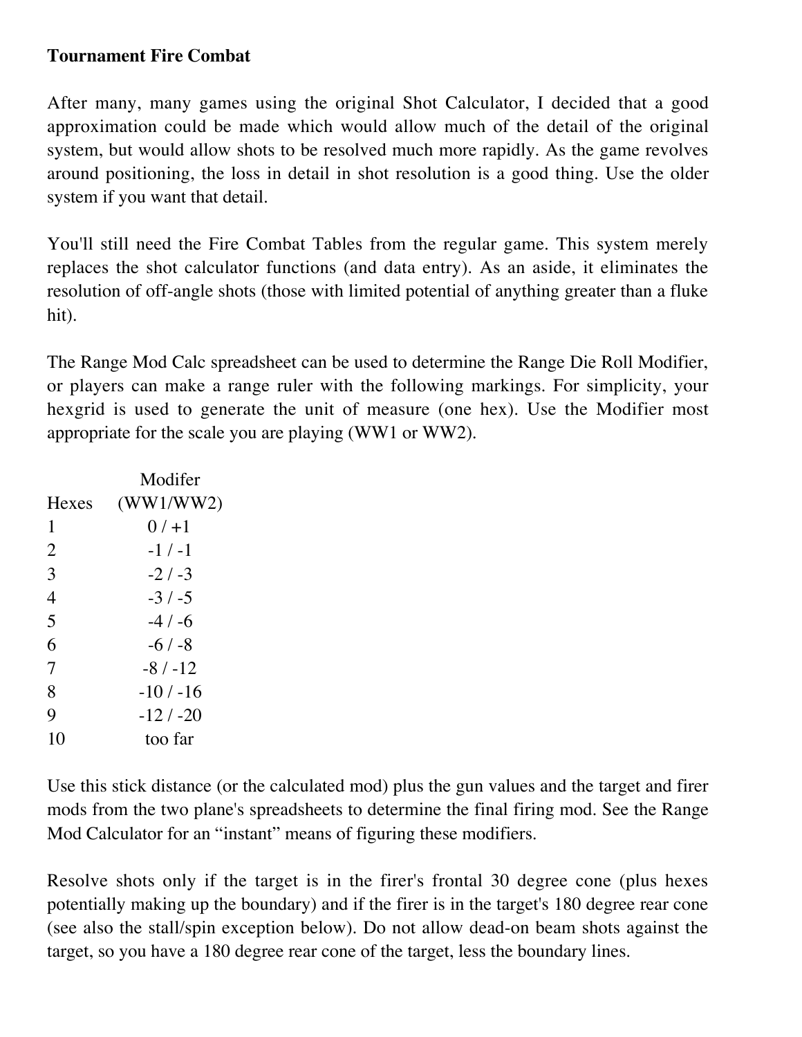**Tournament Fire Combat**

After many, many games using the original Shot Calculator, I decided that a good approximation could be made which would allow much of the detail of the original system, but would allow shots to be resolved much more rapidly. As the game revolves around positioning, the loss in detail in shot resolution is a good thing. Use the older system if you want that detail.

You'll still need the Fire Combat Tables from the regular game. This system merely replaces the shot calculator functions (and data entry). As an aside, it eliminates the resolution of off-angle shots (those with limited potential of anything greater than a fluke hit).

The Range Mod Calc spreadsheet can be used to determine the Range Die Roll Modifier, or players can make a range ruler with the following markings. For simplicity, your hexgrid is used to generate the unit of measure (one hex). Use the Modifier most appropriate for the scale you are playing (WW1 or WW2).

| Hexes | Modifer (WW1/WW2) |
|---|---|
| 1 | 0 / +1 |
| 2 | -1 / -1 |
| 3 | -2 / -3 |
| 4 | -3 / -5 |
| 5 | -4 / -6 |
| 6 | -6 / -8 |
| 7 | -8 / -12 |
| 8 | -10 / -16 |
| 9 | -12 / -20 |
| 10 | too far |

Use this stick distance (or the calculated mod) plus the gun values and the target and firer mods from the two plane's spreadsheets to determine the final firing mod. See the Range Mod Calculator for an "instant" means of figuring these modifiers.

Resolve shots only if the target is in the firer's frontal 30 degree cone (plus hexes potentially making up the boundary) and if the firer is in the target's 180 degree rear cone (see also the stall/spin exception below). Do not allow dead-on beam shots against the target, so you have a 180 degree rear cone of the target, less the boundary lines.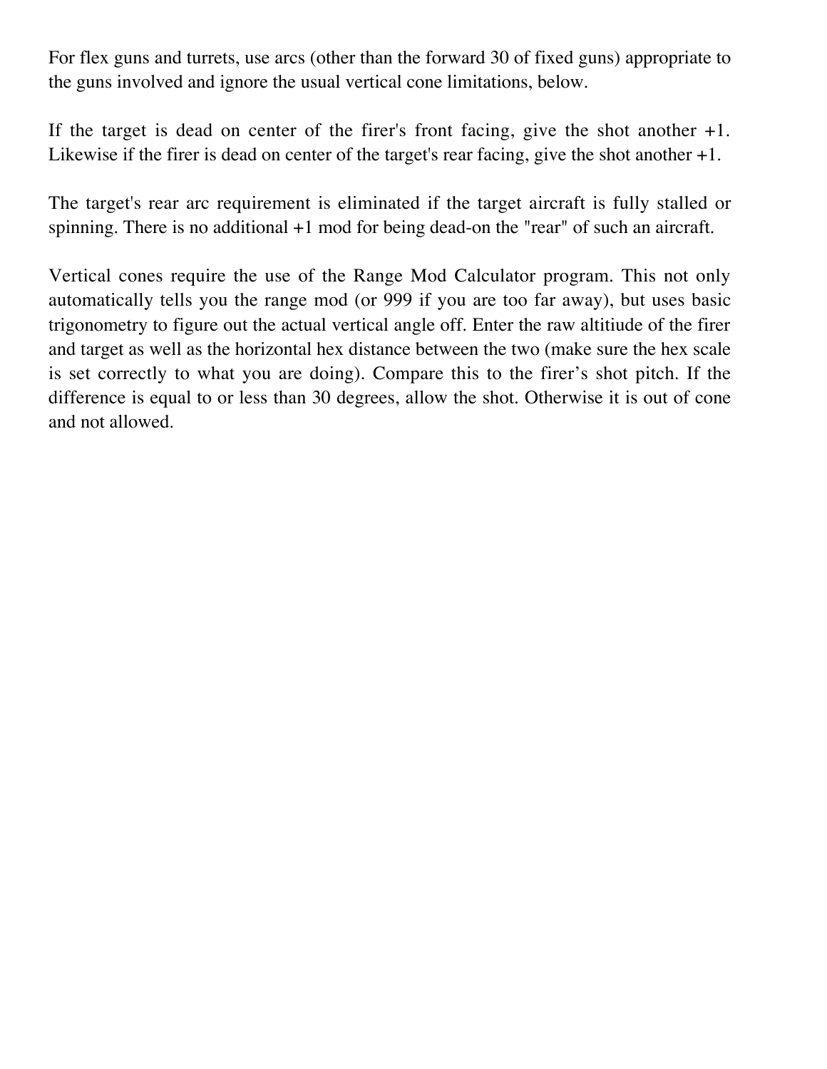For flex guns and turrets, use arcs (other than the forward 30 of fixed guns) appropriate to the guns involved and ignore the usual vertical cone limitations, below.

If the target is dead on center of the firer's front facing, give the shot another +1. Likewise if the firer is dead on center of the target's rear facing, give the shot another +1.

The target's rear arc requirement is eliminated if the target aircraft is fully stalled or spinning. There is no additional +1 mod for being dead-on the "rear" of such an aircraft.

Vertical cones require the use of the Range Mod Calculator program. This not only automatically tells you the range mod (or 999 if you are too far away), but uses basic trigonometry to figure out the actual vertical angle off. Enter the raw altitiude of the firer and target as well as the horizontal hex distance between the two (make sure the hex scale is set correctly to what you are doing). Compare this to the firer's shot pitch. If the difference is equal to or less than 30 degrees, allow the shot. Otherwise it is out of cone and not allowed.